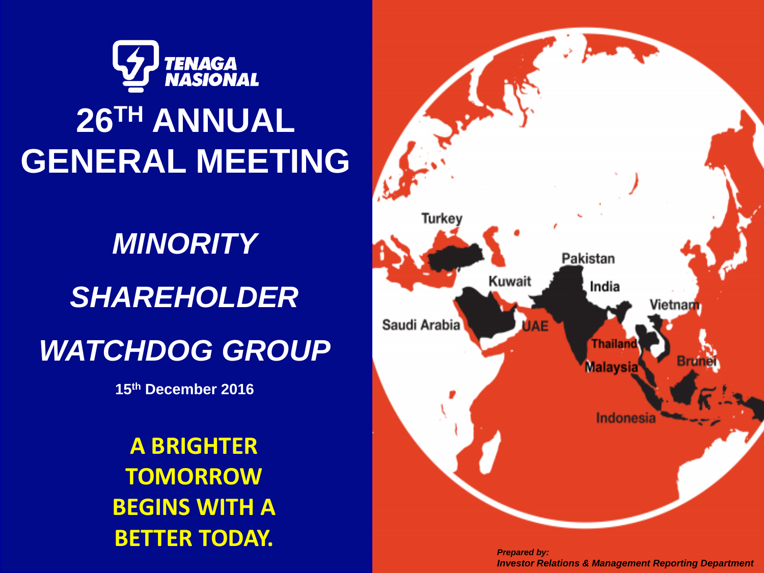TENAGA NASIONAL

# 26TH ANNUAL GENERAL MEETING

## *MINORITY SHAREHOLDER WATCHDOG GROUP*

**15th December 2016**

**A BRIGHTER TOMORROW BEGINS WITH A BETTER TODAY.**

Turkey
Pakistan
Kuwait
India
Vietnam
Saudi Arabia
UAE
Thailand
Brunei
Malaysia
Indonesia

***Prepared by:***
***Investor Relations & Management Reporting Department***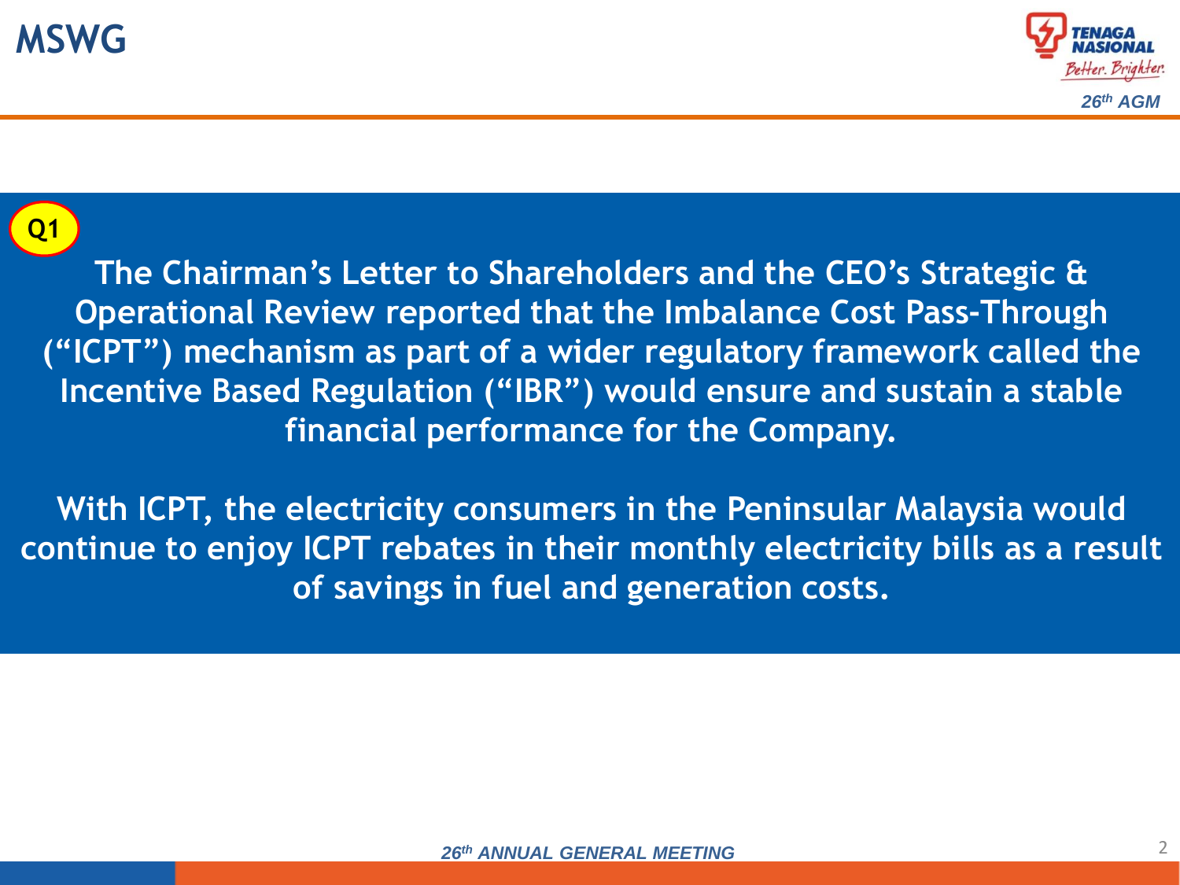# MSWG

**Q1**

**The Chairman's Letter to Shareholders and the CEO's Strategic & Operational Review reported that the Imbalance Cost Pass-Through ("ICPT") mechanism as part of a wider regulatory framework called the Incentive Based Regulation ("IBR") would ensure and sustain a stable financial performance for the Company.**

**With ICPT, the electricity consumers in the Peninsular Malaysia would continue to enjoy ICPT rebates in their monthly electricity bills as a result of savings in fuel and generation costs.**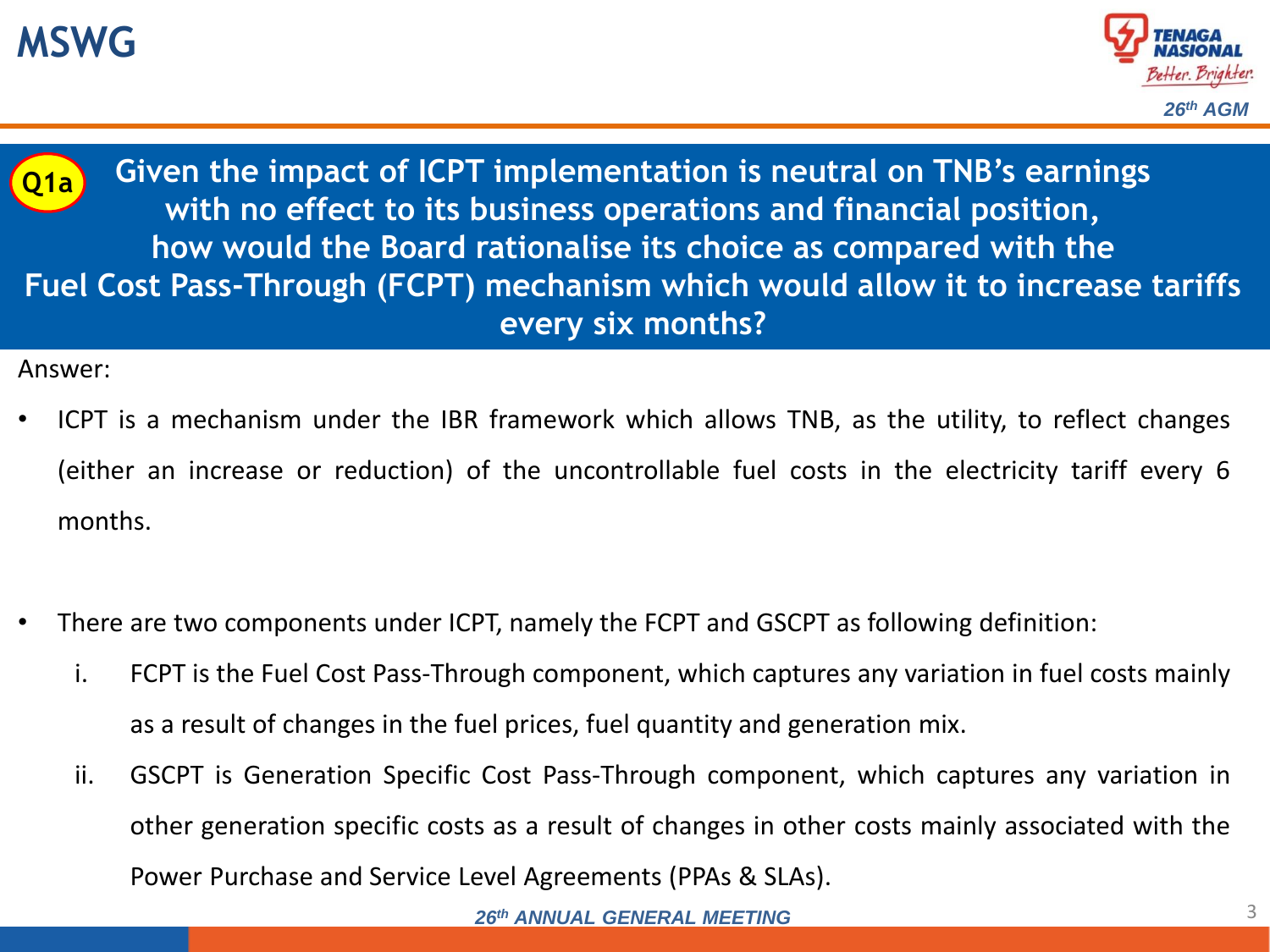# MSWG

**Q1a** **Given the impact of ICPT implementation is neutral on TNB's earnings with no effect to its business operations and financial position, how would the Board rationalise its choice as compared with the Fuel Cost Pass-Through (FCPT) mechanism which would allow it to increase tariffs every six months?**

Answer:

- ICPT is a mechanism under the IBR framework which allows TNB, as the utility, to reflect changes (either an increase or reduction) of the uncontrollable fuel costs in the electricity tariff every 6 months.

- There are two components under ICPT, namely the FCPT and GSCPT as following definition:
  i. FCPT is the Fuel Cost Pass-Through component, which captures any variation in fuel costs mainly as a result of changes in the fuel prices, fuel quantity and generation mix.
  ii. GSCPT is Generation Specific Cost Pass-Through component, which captures any variation in other generation specific costs as a result of changes in other costs mainly associated with the Power Purchase and Service Level Agreements (PPAs & SLAs).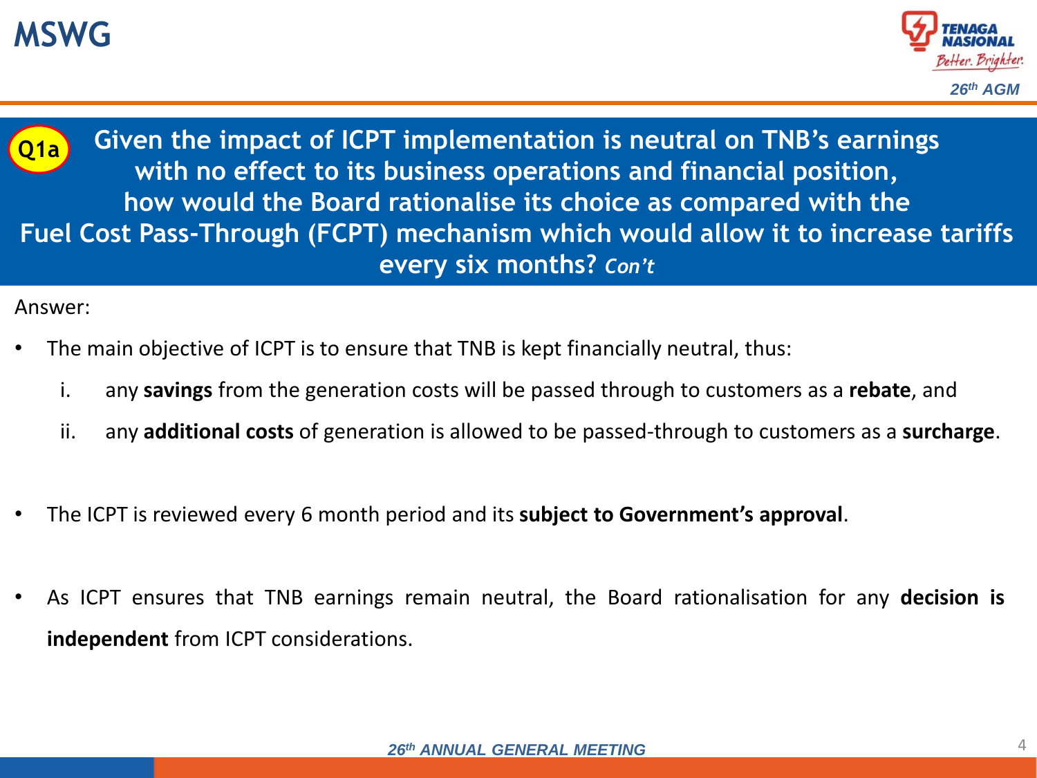# MSWG

## Q1a Given the impact of ICPT implementation is neutral on TNB's earnings with no effect to its business operations and financial position, how would the Board rationalise its choice as compared with the Fuel Cost Pass-Through (FCPT) mechanism which would allow it to increase tariffs every six months? *Con't*

Answer:

- The main objective of ICPT is to ensure that TNB is kept financially neutral, thus:
  - i. any **savings** from the generation costs will be passed through to customers as a **rebate**, and
  - ii. any **additional costs** of generation is allowed to be passed-through to customers as a **surcharge**.
- The ICPT is reviewed every 6 month period and its **subject to Government's approval**.
- As ICPT ensures that TNB earnings remain neutral, the Board rationalisation for any **decision is independent** from ICPT considerations.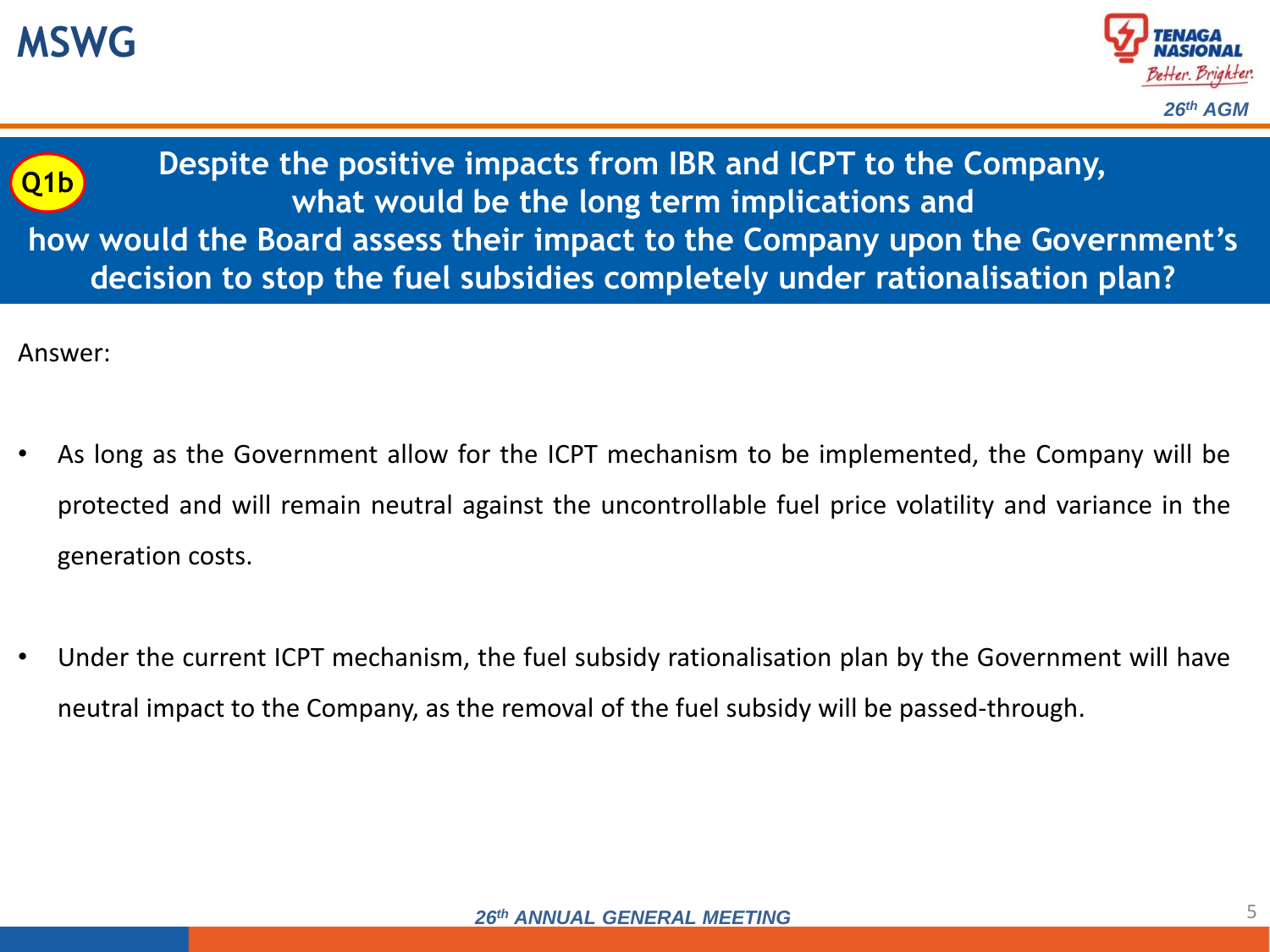# MSWG

**Q1b**

## Despite the positive impacts from IBR and ICPT to the Company, what would be the long term implications and how would the Board assess their impact to the Company upon the Government's decision to stop the fuel subsidies completely under rationalisation plan?

Answer:

- As long as the Government allow for the ICPT mechanism to be implemented, the Company will be protected and will remain neutral against the uncontrollable fuel price volatility and variance in the generation costs.
- Under the current ICPT mechanism, the fuel subsidy rationalisation plan by the Government will have neutral impact to the Company, as the removal of the fuel subsidy will be passed-through.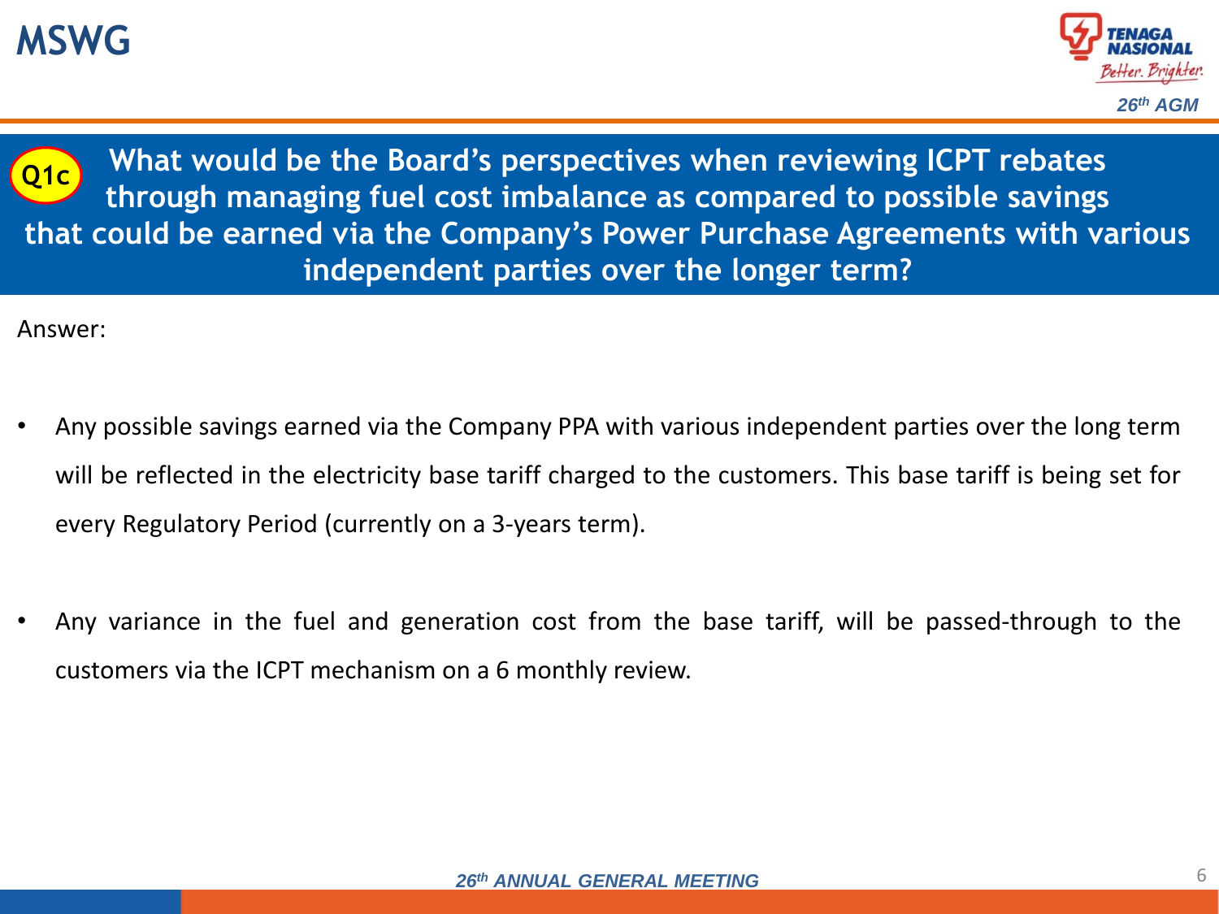# MSWG

## Q1c What would be the Board's perspectives when reviewing ICPT rebates through managing fuel cost imbalance as compared to possible savings that could be earned via the Company's Power Purchase Agreements with various independent parties over the longer term?

Answer:

- Any possible savings earned via the Company PPA with various independent parties over the long term will be reflected in the electricity base tariff charged to the customers. This base tariff is being set for every Regulatory Period (currently on a 3-years term).

- Any variance in the fuel and generation cost from the base tariff, will be passed-through to the customers via the ICPT mechanism on a 6 monthly review.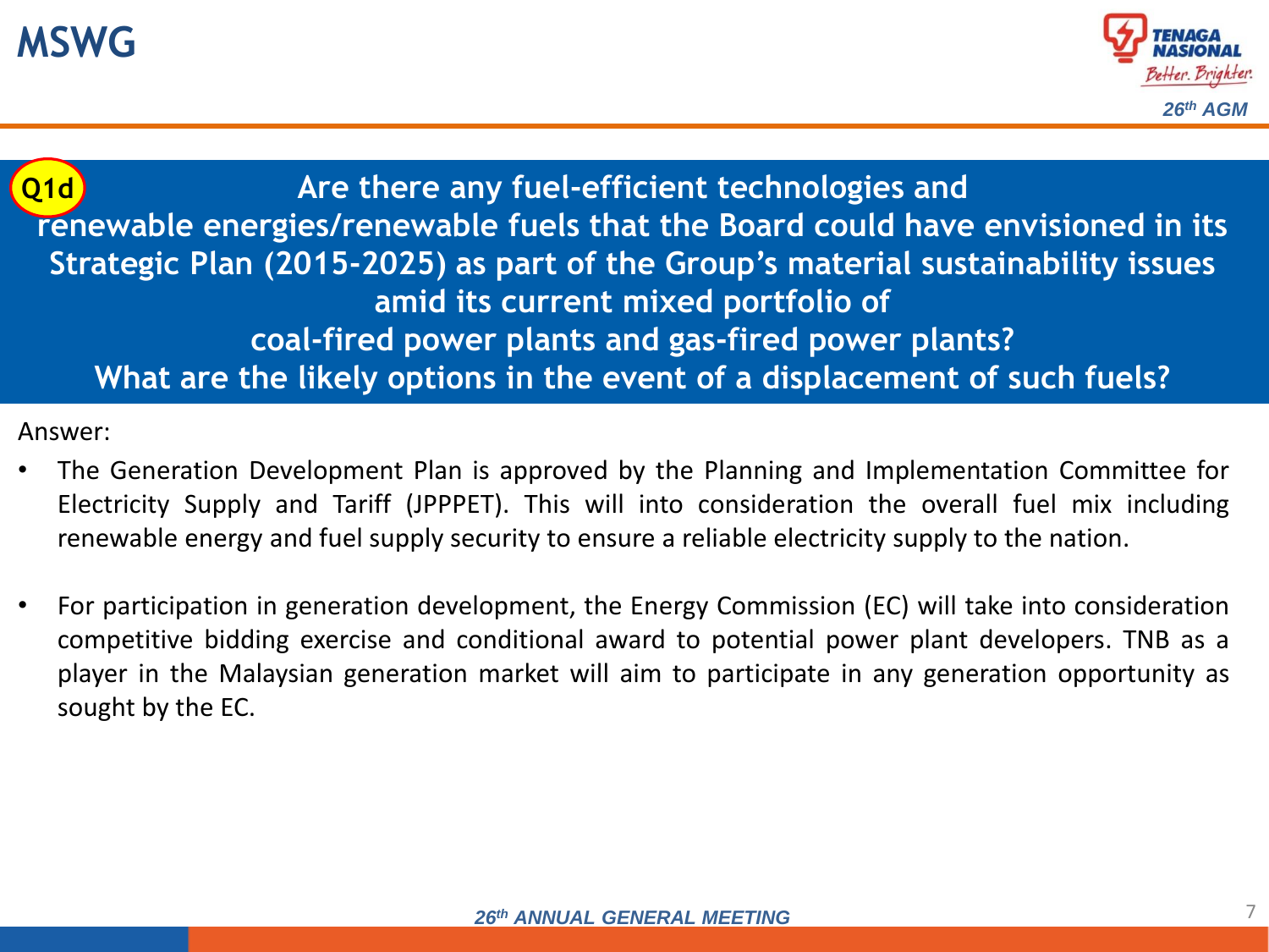# MSWG

**Q1d** **Are there any fuel-efficient technologies and renewable energies/renewable fuels that the Board could have envisioned in its Strategic Plan (2015-2025) as part of the Group's material sustainability issues amid its current mixed portfolio of coal-fired power plants and gas-fired power plants? What are the likely options in the event of a displacement of such fuels?**

Answer:

- The Generation Development Plan is approved by the Planning and Implementation Committee for Electricity Supply and Tariff (JPPPET). This will into consideration the overall fuel mix including renewable energy and fuel supply security to ensure a reliable electricity supply to the nation.

- For participation in generation development, the Energy Commission (EC) will take into consideration competitive bidding exercise and conditional award to potential power plant developers. TNB as a player in the Malaysian generation market will aim to participate in any generation opportunity as sought by the EC.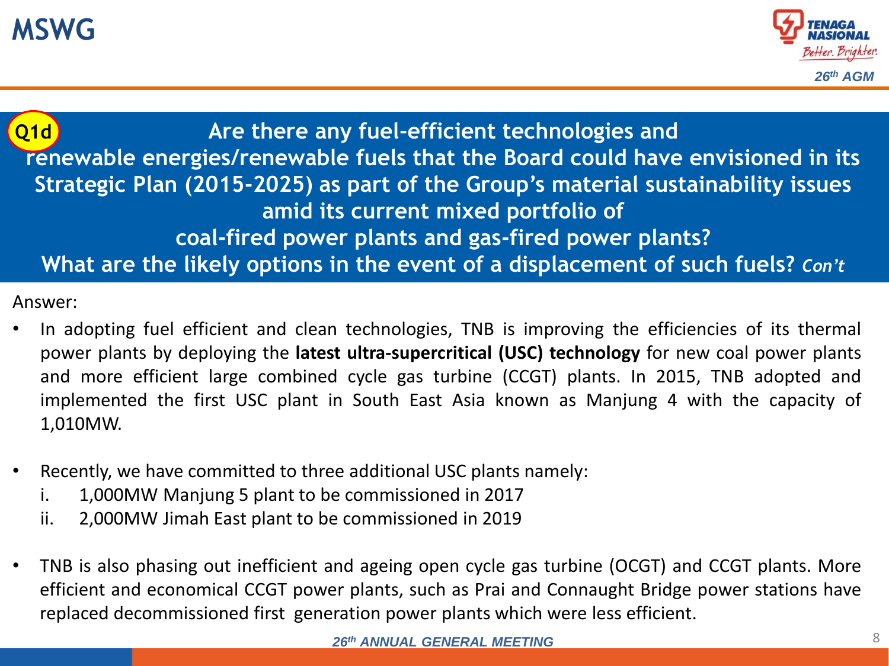## Q1d Are there any fuel-efficient technologies and renewable energies/renewable fuels that the Board could have envisioned in its Strategic Plan (2015-2025) as part of the Group's material sustainability issues amid its current mixed portfolio of coal-fired power plants and gas-fired power plants? What are the likely options in the event of a displacement of such fuels? *Con't*

Answer:

- In adopting fuel efficient and clean technologies, TNB is improving the efficiencies of its thermal power plants by deploying the **latest ultra-supercritical (USC) technology** for new coal power plants and more efficient large combined cycle gas turbine (CCGT) plants. In 2015, TNB adopted and implemented the first USC plant in South East Asia known as Manjung 4 with the capacity of 1,010MW.

- Recently, we have committed to three additional USC plants namely:
  - i. 1,000MW Manjung 5 plant to be commissioned in 2017
  - ii. 2,000MW Jimah East plant to be commissioned in 2019

- TNB is also phasing out inefficient and ageing open cycle gas turbine (OCGT) and CCGT plants. More efficient and economical CCGT power plants, such as Prai and Connaught Bridge power stations have replaced decommissioned first generation power plants which were less efficient.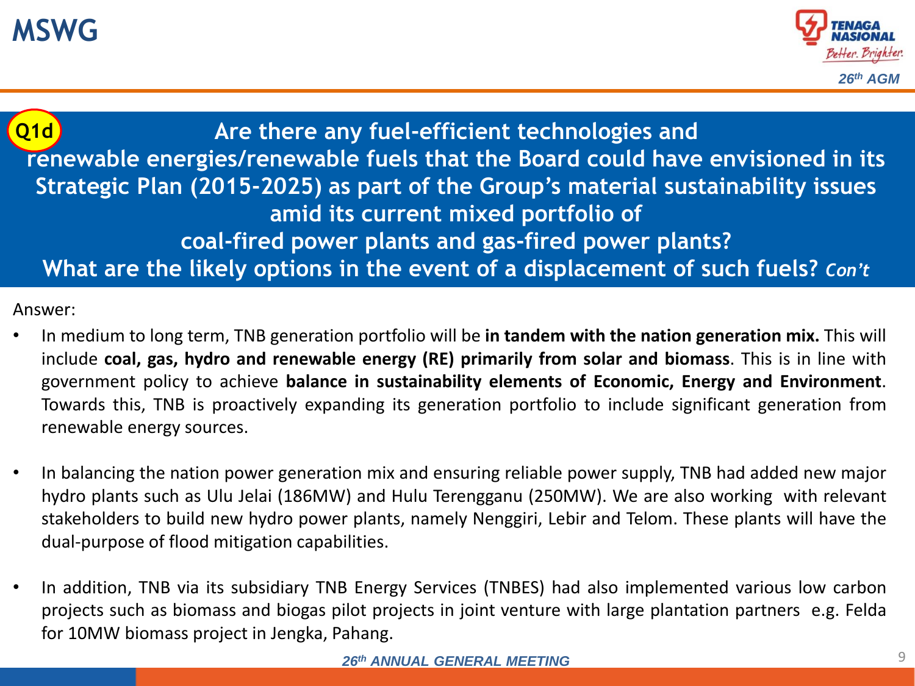## Q1d Are there any fuel-efficient technologies and renewable energies/renewable fuels that the Board could have envisioned in its Strategic Plan (2015-2025) as part of the Group's material sustainability issues amid its current mixed portfolio of coal-fired power plants and gas-fired power plants? What are the likely options in the event of a displacement of such fuels? *Con't*

Answer:

- In medium to long term, TNB generation portfolio will be **in tandem with the nation generation mix.** This will include **coal, gas, hydro and renewable energy (RE) primarily from solar and biomass**. This is in line with government policy to achieve **balance in sustainability elements of Economic, Energy and Environment**. Towards this, TNB is proactively expanding its generation portfolio to include significant generation from renewable energy sources.

- In balancing the nation power generation mix and ensuring reliable power supply, TNB had added new major hydro plants such as Ulu Jelai (186MW) and Hulu Terengganu (250MW). We are also working with relevant stakeholders to build new hydro power plants, namely Nenggiri, Lebir and Telom. These plants will have the dual-purpose of flood mitigation capabilities.

- In addition, TNB via its subsidiary TNB Energy Services (TNBES) had also implemented various low carbon projects such as biomass and biogas pilot projects in joint venture with large plantation partners e.g. Felda for 10MW biomass project in Jengka, Pahang.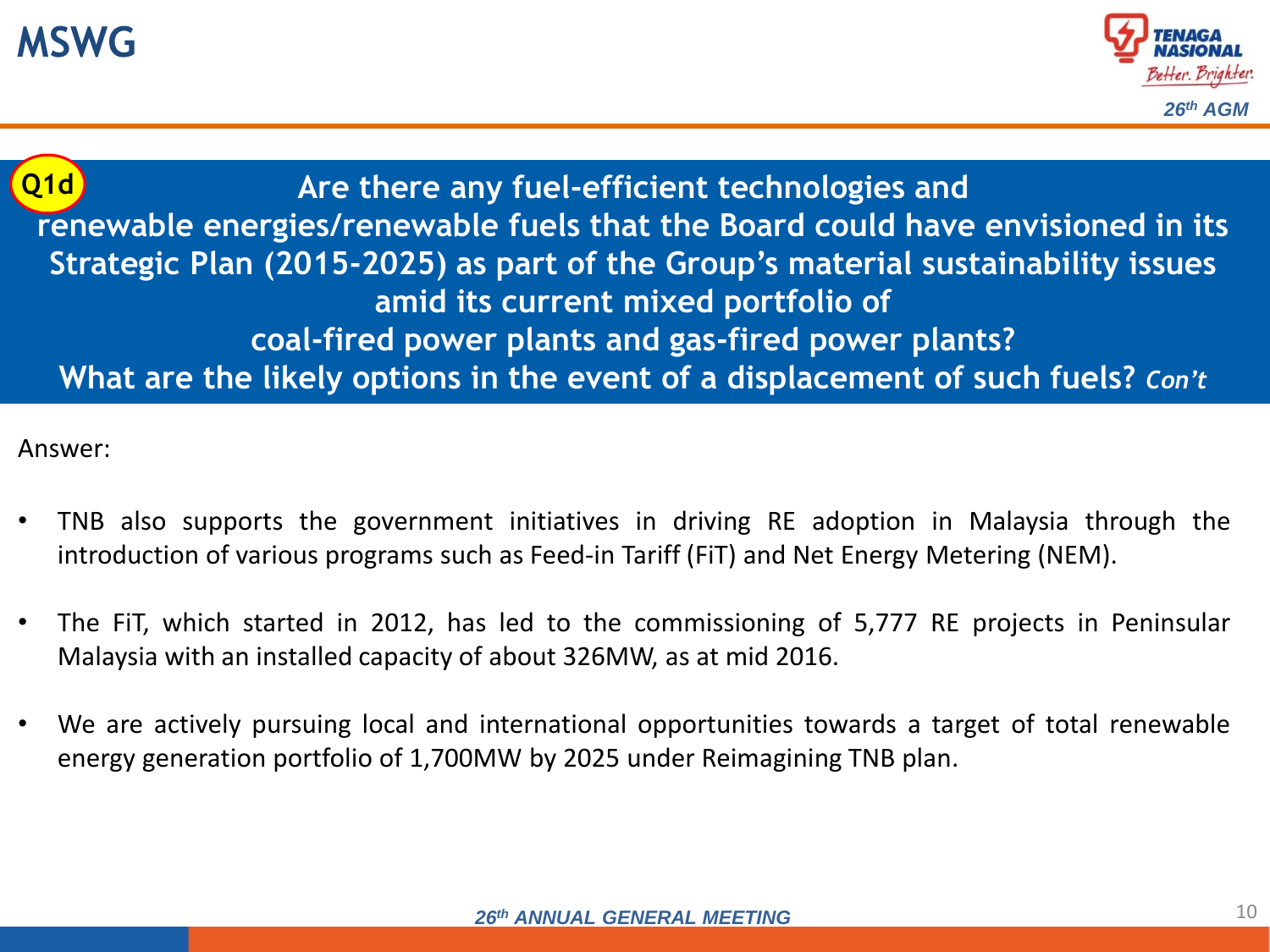# MSWG

## Q1d

**Are there any fuel-efficient technologies and renewable energies/renewable fuels that the Board could have envisioned in its Strategic Plan (2015-2025) as part of the Group's material sustainability issues amid its current mixed portfolio of coal-fired power plants and gas-fired power plants? What are the likely options in the event of a displacement of such fuels?** ***Con't***

Answer:

- TNB also supports the government initiatives in driving RE adoption in Malaysia through the introduction of various programs such as Feed-in Tariff (FiT) and Net Energy Metering (NEM).
- The FiT, which started in 2012, has led to the commissioning of 5,777 RE projects in Peninsular Malaysia with an installed capacity of about 326MW, as at mid 2016.
- We are actively pursuing local and international opportunities towards a target of total renewable energy generation portfolio of 1,700MW by 2025 under Reimagining TNB plan.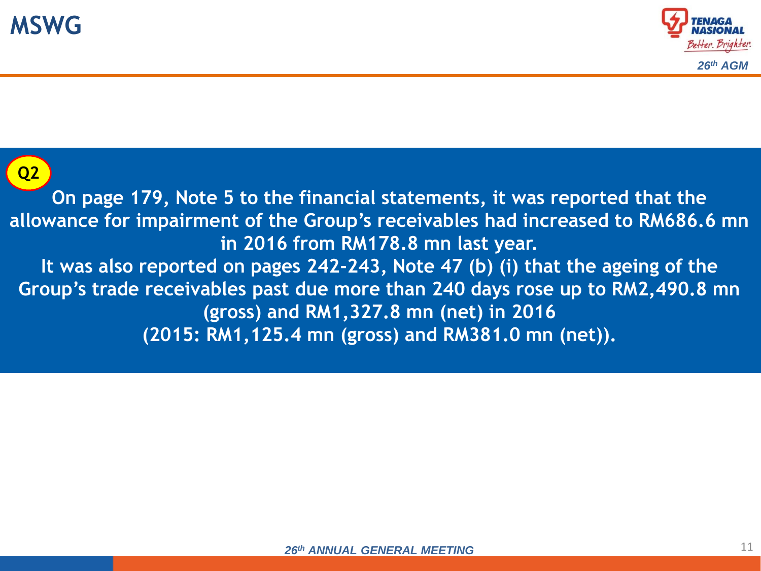# MSWG

**Q2**

**On page 179, Note 5 to the financial statements, it was reported that the allowance for impairment of the Group's receivables had increased to RM686.6 mn in 2016 from RM178.8 mn last year.**

**It was also reported on pages 242-243, Note 47 (b) (i) that the ageing of the Group's trade receivables past due more than 240 days rose up to RM2,490.8 mn (gross) and RM1,327.8 mn (net) in 2016 (2015: RM1,125.4 mn (gross) and RM381.0 mn (net)).**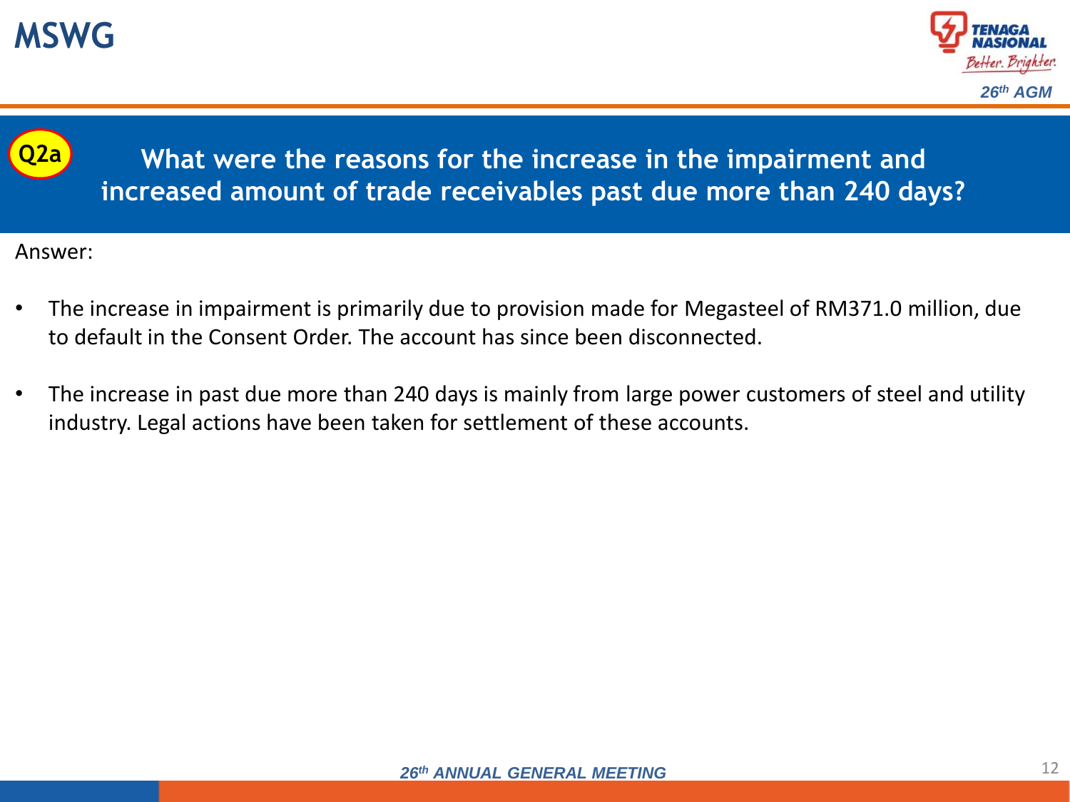# MSWG

## Q2a What were the reasons for the increase in the impairment and increased amount of trade receivables past due more than 240 days?

Answer:

- The increase in impairment is primarily due to provision made for Megasteel of RM371.0 million, due to default in the Consent Order. The account has since been disconnected.
- The increase in past due more than 240 days is mainly from large power customers of steel and utility industry. Legal actions have been taken for settlement of these accounts.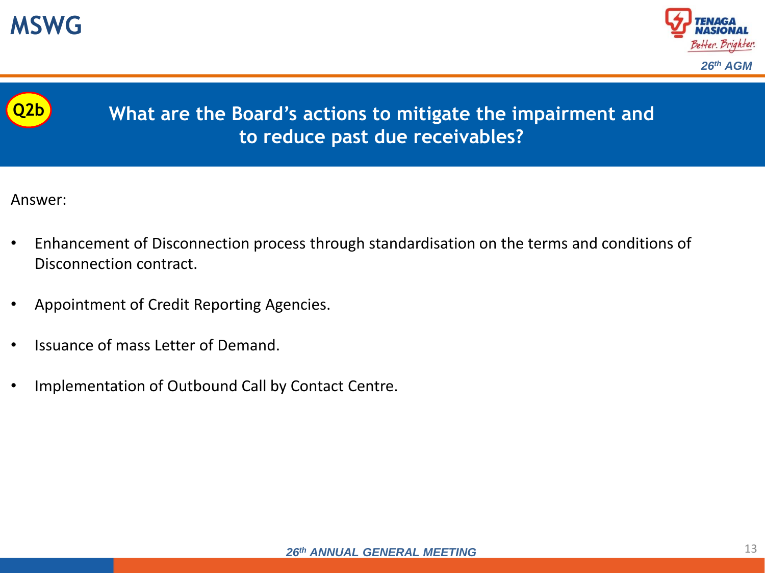**MSWG**

## Q2b What are the Board's actions to mitigate the impairment and to reduce past due receivables?

Answer:

- Enhancement of Disconnection process through standardisation on the terms and conditions of Disconnection contract.
- Appointment of Credit Reporting Agencies.
- Issuance of mass Letter of Demand.
- Implementation of Outbound Call by Contact Centre.